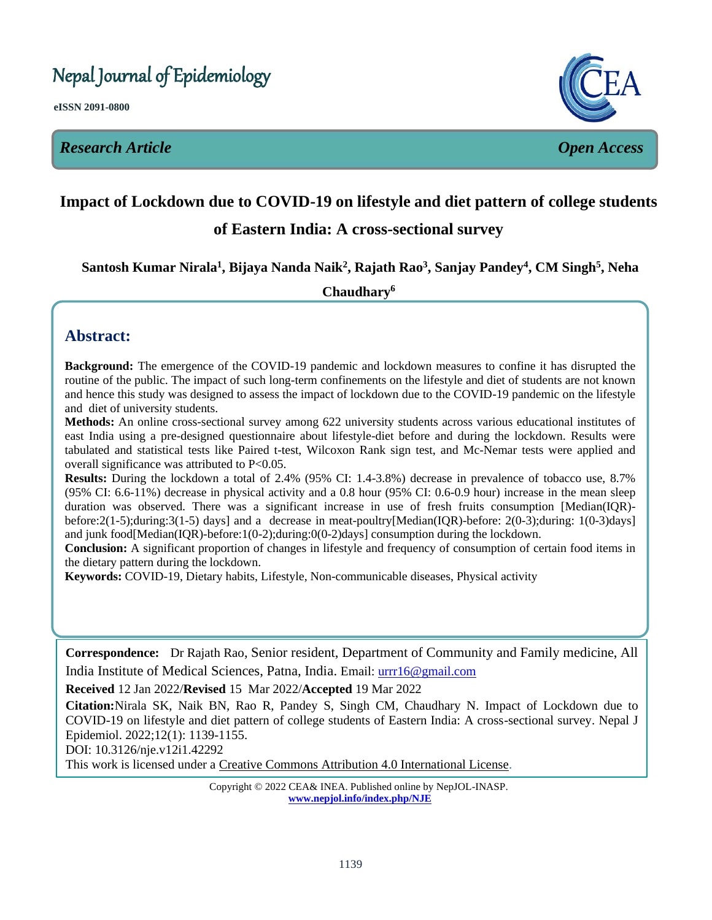# Nepal Journal of Epidemiology

**eISSN 2091-0800**

*Research Article* *Open Access*

# Impact of Lockdown due to COVID-19 on lifestyle and diet pattern of college students of Eastern India: A cross-sectional survey

**Santosh Kumar Nirala[1], Bijaya Nanda Naik[2], Rajath Rao[3], Sanjay Pandey[4], CM Singh[5], Neha Chaudhary[6]**

## Abstract:

**Background:** The emergence of the COVID-19 pandemic and lockdown measures to confine it has disrupted the routine of the public. The impact of such long-term confinements on the lifestyle and diet of students are not known and hence this study was designed to assess the impact of lockdown due to the COVID-19 pandemic on the lifestyle and diet of university students.

**Methods:** An online cross-sectional survey among 622 university students across various educational institutes of east India using a pre-designed questionnaire about lifestyle-diet before and during the lockdown. Results were tabulated and statistical tests like Paired t-test, Wilcoxon Rank sign test, and Mc-Nemar tests were applied and overall significance was attributed to P<0.05.

**Results:** During the lockdown a total of 2.4% (95% CI: 1.4-3.8%) decrease in prevalence of tobacco use, 8.7% (95% CI: 6.6-11%) decrease in physical activity and a 0.8 hour (95% CI: 0.6-0.9 hour) increase in the mean sleep duration was observed. There was a significant increase in use of fresh fruits consumption [Median(IQR)-before:2(1-5);during:3(1-5) days] and a decrease in meat-poultry[Median(IQR)-before: 2(0-3);during: 1(0-3)days] and junk food[Median(IQR)-before:1(0-2);during:0(0-2)days] consumption during the lockdown.

**Conclusion:** A significant proportion of changes in lifestyle and frequency of consumption of certain food items in the dietary pattern during the lockdown.

**Keywords:** COVID-19, Dietary habits, Lifestyle, Non-communicable diseases, Physical activity

**Correspondence:** Dr Rajath Rao, Senior resident, Department of Community and Family medicine, All India Institute of Medical Sciences, Patna, India. Email: urrr16@gmail.com

**Received** 12 Jan 2022/**Revised** 15 Mar 2022/**Accepted** 19 Mar 2022

**Citation:** Nirala SK, Naik BN, Rao R, Pandey S, Singh CM, Chaudhary N. Impact of Lockdown due to COVID-19 on lifestyle and diet pattern of college students of Eastern India: A cross-sectional survey. Nepal J Epidemiol. 2022;12(1): 1139-1155.

DOI: 10.3126/nje.v12i1.42292

This work is licensed under a Creative Commons Attribution 4.0 International License.

Copyright © 2022 CEA& INEA. Published online by NepJOL-INASP.
www.nepjol.info/index.php/NJE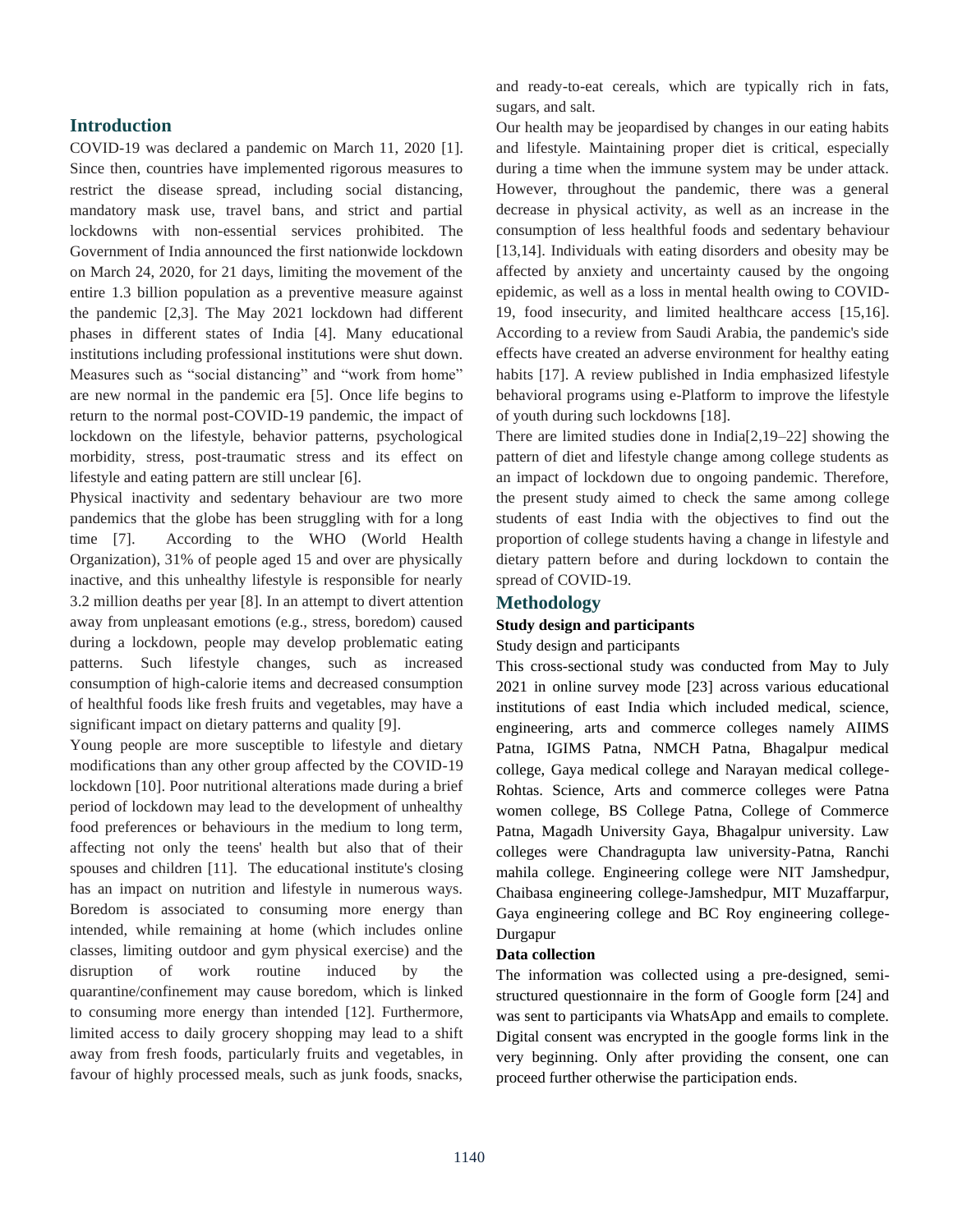## Introduction

COVID-19 was declared a pandemic on March 11, 2020 [1]. Since then, countries have implemented rigorous measures to restrict the disease spread, including social distancing, mandatory mask use, travel bans, and strict and partial lockdowns with non-essential services prohibited. The Government of India announced the first nationwide lockdown on March 24, 2020, for 21 days, limiting the movement of the entire 1.3 billion population as a preventive measure against the pandemic [2,3]. The May 2021 lockdown had different phases in different states of India [4]. Many educational institutions including professional institutions were shut down. Measures such as "social distancing" and "work from home" are new normal in the pandemic era [5]. Once life begins to return to the normal post-COVID-19 pandemic, the impact of lockdown on the lifestyle, behavior patterns, psychological morbidity, stress, post-traumatic stress and its effect on lifestyle and eating pattern are still unclear [6].

Physical inactivity and sedentary behaviour are two more pandemics that the globe has been struggling with for a long time [7]. According to the WHO (World Health Organization), 31% of people aged 15 and over are physically inactive, and this unhealthy lifestyle is responsible for nearly 3.2 million deaths per year [8]. In an attempt to divert attention away from unpleasant emotions (e.g., stress, boredom) caused during a lockdown, people may develop problematic eating patterns. Such lifestyle changes, such as increased consumption of high-calorie items and decreased consumption of healthful foods like fresh fruits and vegetables, may have a significant impact on dietary patterns and quality [9].

Young people are more susceptible to lifestyle and dietary modifications than any other group affected by the COVID-19 lockdown [10]. Poor nutritional alterations made during a brief period of lockdown may lead to the development of unhealthy food preferences or behaviours in the medium to long term, affecting not only the teens' health but also that of their spouses and children [11]. The educational institute's closing has an impact on nutrition and lifestyle in numerous ways. Boredom is associated to consuming more energy than intended, while remaining at home (which includes online classes, limiting outdoor and gym physical exercise) and the disruption of work routine induced by the quarantine/confinement may cause boredom, which is linked to consuming more energy than intended [12]. Furthermore, limited access to daily grocery shopping may lead to a shift away from fresh foods, particularly fruits and vegetables, in favour of highly processed meals, such as junk foods, snacks, and ready-to-eat cereals, which are typically rich in fats, sugars, and salt.

Our health may be jeopardised by changes in our eating habits and lifestyle. Maintaining proper diet is critical, especially during a time when the immune system may be under attack. However, throughout the pandemic, there was a general decrease in physical activity, as well as an increase in the consumption of less healthful foods and sedentary behaviour [13,14]. Individuals with eating disorders and obesity may be affected by anxiety and uncertainty caused by the ongoing epidemic, as well as a loss in mental health owing to COVID-19, food insecurity, and limited healthcare access [15,16]. According to a review from Saudi Arabia, the pandemic's side effects have created an adverse environment for healthy eating habits [17]. A review published in India emphasized lifestyle behavioral programs using e-Platform to improve the lifestyle of youth during such lockdowns [18].

There are limited studies done in India[2,19–22] showing the pattern of diet and lifestyle change among college students as an impact of lockdown due to ongoing pandemic. Therefore, the present study aimed to check the same among college students of east India with the objectives to find out the proportion of college students having a change in lifestyle and dietary pattern before and during lockdown to contain the spread of COVID-19.

## Methodology

### Study design and participants

Study design and participants

This cross-sectional study was conducted from May to July 2021 in online survey mode [23] across various educational institutions of east India which included medical, science, engineering, arts and commerce colleges namely AIIMS Patna, IGIMS Patna, NMCH Patna, Bhagalpur medical college, Gaya medical college and Narayan medical college-Rohtas. Science, Arts and commerce colleges were Patna women college, BS College Patna, College of Commerce Patna, Magadh University Gaya, Bhagalpur university. Law colleges were Chandragupta law university-Patna, Ranchi mahila college. Engineering college were NIT Jamshedpur, Chaibasa engineering college-Jamshedpur, MIT Muzaffarpur, Gaya engineering college and BC Roy engineering college-Durgapur

### Data collection

The information was collected using a pre-designed, semi-structured questionnaire in the form of Google form [24] and was sent to participants via WhatsApp and emails to complete. Digital consent was encrypted in the google forms link in the very beginning. Only after providing the consent, one can proceed further otherwise the participation ends.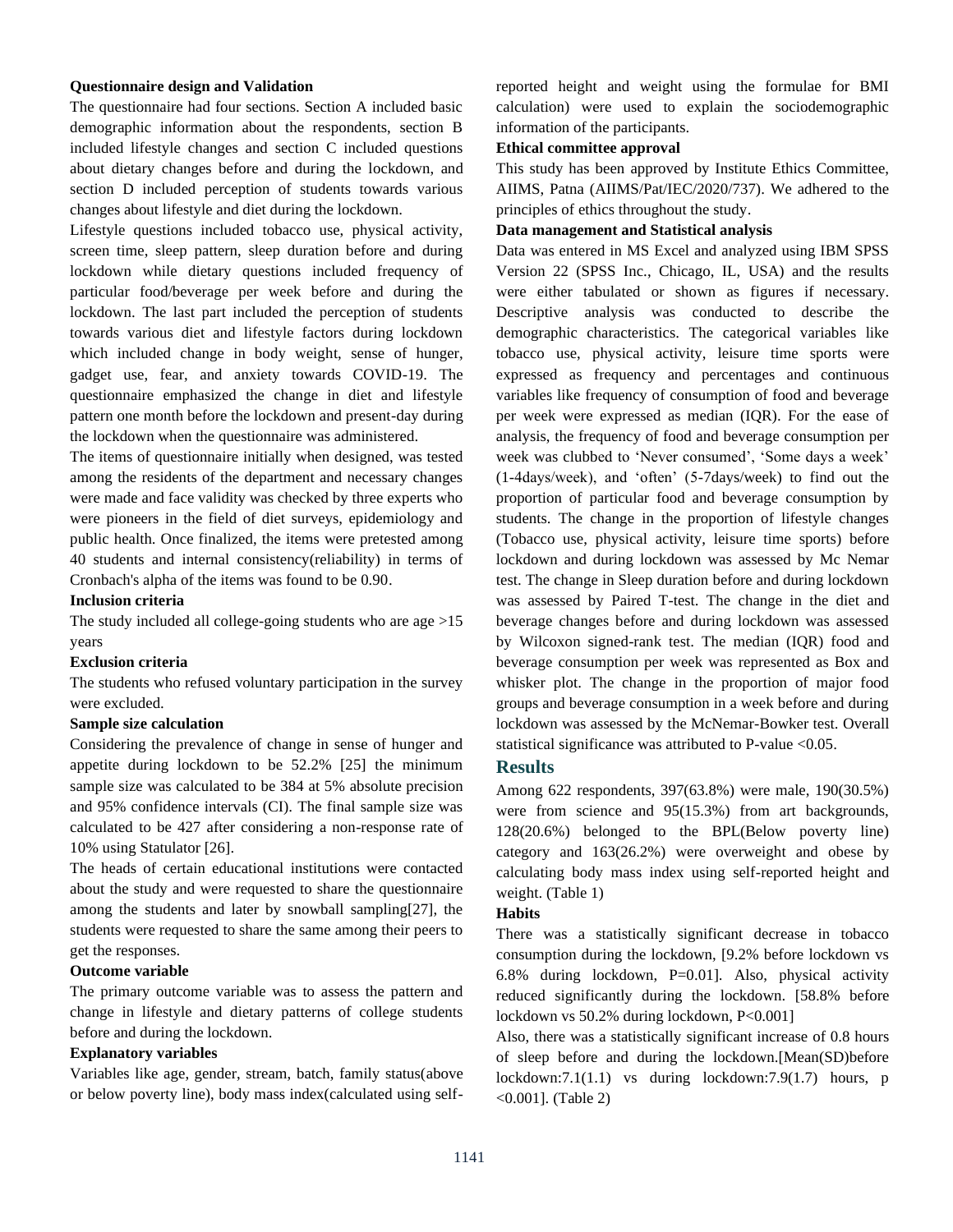#### Questionnaire design and Validation

The questionnaire had four sections. Section A included basic demographic information about the respondents, section B included lifestyle changes and section C included questions about dietary changes before and during the lockdown, and section D included perception of students towards various changes about lifestyle and diet during the lockdown.

Lifestyle questions included tobacco use, physical activity, screen time, sleep pattern, sleep duration before and during lockdown while dietary questions included frequency of particular food/beverage per week before and during the lockdown. The last part included the perception of students towards various diet and lifestyle factors during lockdown which included change in body weight, sense of hunger, gadget use, fear, and anxiety towards COVID-19. The questionnaire emphasized the change in diet and lifestyle pattern one month before the lockdown and present-day during the lockdown when the questionnaire was administered.

The items of questionnaire initially when designed, was tested among the residents of the department and necessary changes were made and face validity was checked by three experts who were pioneers in the field of diet surveys, epidemiology and public health. Once finalized, the items were pretested among 40 students and internal consistency(reliability) in terms of Cronbach's alpha of the items was found to be 0.90.

#### Inclusion criteria

The study included all college-going students who are age >15 years

#### Exclusion criteria

The students who refused voluntary participation in the survey were excluded.

#### Sample size calculation

Considering the prevalence of change in sense of hunger and appetite during lockdown to be 52.2% [25] the minimum sample size was calculated to be 384 at 5% absolute precision and 95% confidence intervals (CI). The final sample size was calculated to be 427 after considering a non-response rate of 10% using Statulator [26].

The heads of certain educational institutions were contacted about the study and were requested to share the questionnaire among the students and later by snowball sampling[27], the students were requested to share the same among their peers to get the responses.

#### Outcome variable

The primary outcome variable was to assess the pattern and change in lifestyle and dietary patterns of college students before and during the lockdown.

#### Explanatory variables

Variables like age, gender, stream, batch, family status(above or below poverty line), body mass index(calculated using self-reported height and weight using the formulae for BMI calculation) were used to explain the sociodemographic information of the participants.

#### Ethical committee approval

This study has been approved by Institute Ethics Committee, AIIMS, Patna (AIIMS/Pat/IEC/2020/737). We adhered to the principles of ethics throughout the study.

#### Data management and Statistical analysis

Data was entered in MS Excel and analyzed using IBM SPSS Version 22 (SPSS Inc., Chicago, IL, USA) and the results were either tabulated or shown as figures if necessary. Descriptive analysis was conducted to describe the demographic characteristics. The categorical variables like tobacco use, physical activity, leisure time sports were expressed as frequency and percentages and continuous variables like frequency of consumption of food and beverage per week were expressed as median (IQR). For the ease of analysis, the frequency of food and beverage consumption per week was clubbed to 'Never consumed', 'Some days a week' (1-4days/week), and 'often' (5-7days/week) to find out the proportion of particular food and beverage consumption by students. The change in the proportion of lifestyle changes (Tobacco use, physical activity, leisure time sports) before lockdown and during lockdown was assessed by Mc Nemar test. The change in Sleep duration before and during lockdown was assessed by Paired T-test. The change in the diet and beverage changes before and during lockdown was assessed by Wilcoxon signed-rank test. The median (IQR) food and beverage consumption per week was represented as Box and whisker plot. The change in the proportion of major food groups and beverage consumption in a week before and during lockdown was assessed by the McNemar-Bowker test. Overall statistical significance was attributed to P-value <0.05.

## Results

Among 622 respondents, 397(63.8%) were male, 190(30.5%) were from science and 95(15.3%) from art backgrounds, 128(20.6%) belonged to the BPL(Below poverty line) category and 163(26.2%) were overweight and obese by calculating body mass index using self-reported height and weight. (Table 1)

#### Habits

There was a statistically significant decrease in tobacco consumption during the lockdown, [9.2% before lockdown vs 6.8% during lockdown, P=0.01]. Also, physical activity reduced significantly during the lockdown. [58.8% before lockdown vs 50.2% during lockdown, P<0.001]

Also, there was a statistically significant increase of 0.8 hours of sleep before and during the lockdown.[Mean(SD)before lockdown:7.1(1.1) vs during lockdown:7.9(1.7) hours, p <0.001]. (Table 2)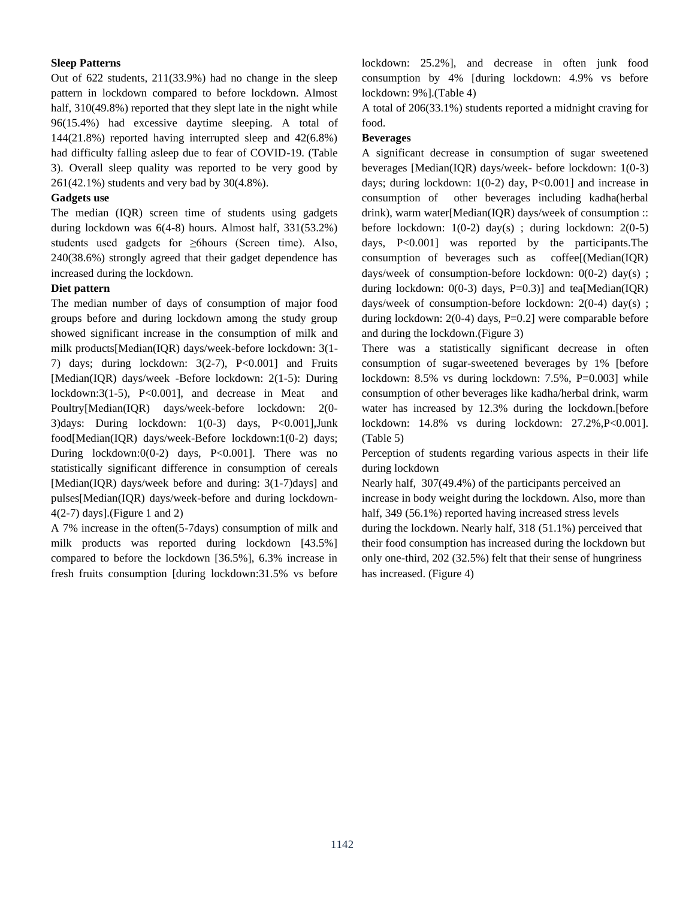**Sleep Patterns**

Out of 622 students, 211(33.9%) had no change in the sleep pattern in lockdown compared to before lockdown. Almost half, 310(49.8%) reported that they slept late in the night while 96(15.4%) had excessive daytime sleeping. A total of 144(21.8%) reported having interrupted sleep and 42(6.8%) had difficulty falling asleep due to fear of COVID-19. (Table 3). Overall sleep quality was reported to be very good by 261(42.1%) students and very bad by 30(4.8%).

**Gadgets use**

The median (IQR) screen time of students using gadgets during lockdown was 6(4-8) hours. Almost half, 331(53.2%) students used gadgets for ≥6hours (Screen time). Also, 240(38.6%) strongly agreed that their gadget dependence has increased during the lockdown.

**Diet pattern**

The median number of days of consumption of major food groups before and during lockdown among the study group showed significant increase in the consumption of milk and milk products[Median(IQR) days/week-before lockdown: 3(1-7) days; during lockdown: 3(2-7), P<0.001] and Fruits [Median(IQR) days/week -Before lockdown: 2(1-5): During lockdown:3(1-5), P<0.001], and decrease in Meat and Poultry[Median(IQR) days/week-before lockdown: 2(0-3)days: During lockdown: 1(0-3) days, P<0.001],Junk food[Median(IQR) days/week-Before lockdown:1(0-2) days; During lockdown:0(0-2) days, P<0.001]. There was no statistically significant difference in consumption of cereals [Median(IQR) days/week before and during: 3(1-7)days] and pulses[Median(IQR) days/week-before and during lockdown-4(2-7) days].(Figure 1 and 2)

A 7% increase in the often(5-7days) consumption of milk and milk products was reported during lockdown [43.5%] compared to before the lockdown [36.5%], 6.3% increase in fresh fruits consumption [during lockdown:31.5% vs before lockdown: 25.2%], and decrease in often junk food consumption by 4% [during lockdown: 4.9% vs before lockdown: 9%].(Table 4)

A total of 206(33.1%) students reported a midnight craving for food.

**Beverages**

A significant decrease in consumption of sugar sweetened beverages [Median(IQR) days/week- before lockdown: 1(0-3) days; during lockdown: 1(0-2) day, P<0.001] and increase in consumption of other beverages including kadha(herbal drink), warm water[Median(IQR) days/week of consumption :: before lockdown: 1(0-2) day(s) ; during lockdown: 2(0-5) days, P<0.001] was reported by the participants.The consumption of beverages such as coffee[(Median(IQR) days/week of consumption-before lockdown: 0(0-2) day(s) ; during lockdown: 0(0-3) days, P=0.3)] and tea[Median(IQR) days/week of consumption-before lockdown: 2(0-4) day(s) ; during lockdown: 2(0-4) days, P=0.2] were comparable before and during the lockdown.(Figure 3)

There was a statistically significant decrease in often consumption of sugar-sweetened beverages by 1% [before lockdown: 8.5% vs during lockdown: 7.5%, P=0.003] while consumption of other beverages like kadha/herbal drink, warm water has increased by 12.3% during the lockdown.[before lockdown: 14.8% vs during lockdown: 27.2%,P<0.001]. (Table 5)

Perception of students regarding various aspects in their life during lockdown

Nearly half, 307(49.4%) of the participants perceived an increase in body weight during the lockdown. Also, more than half, 349 (56.1%) reported having increased stress levels during the lockdown. Nearly half, 318 (51.1%) perceived that their food consumption has increased during the lockdown but only one-third, 202 (32.5%) felt that their sense of hungriness has increased. (Figure 4)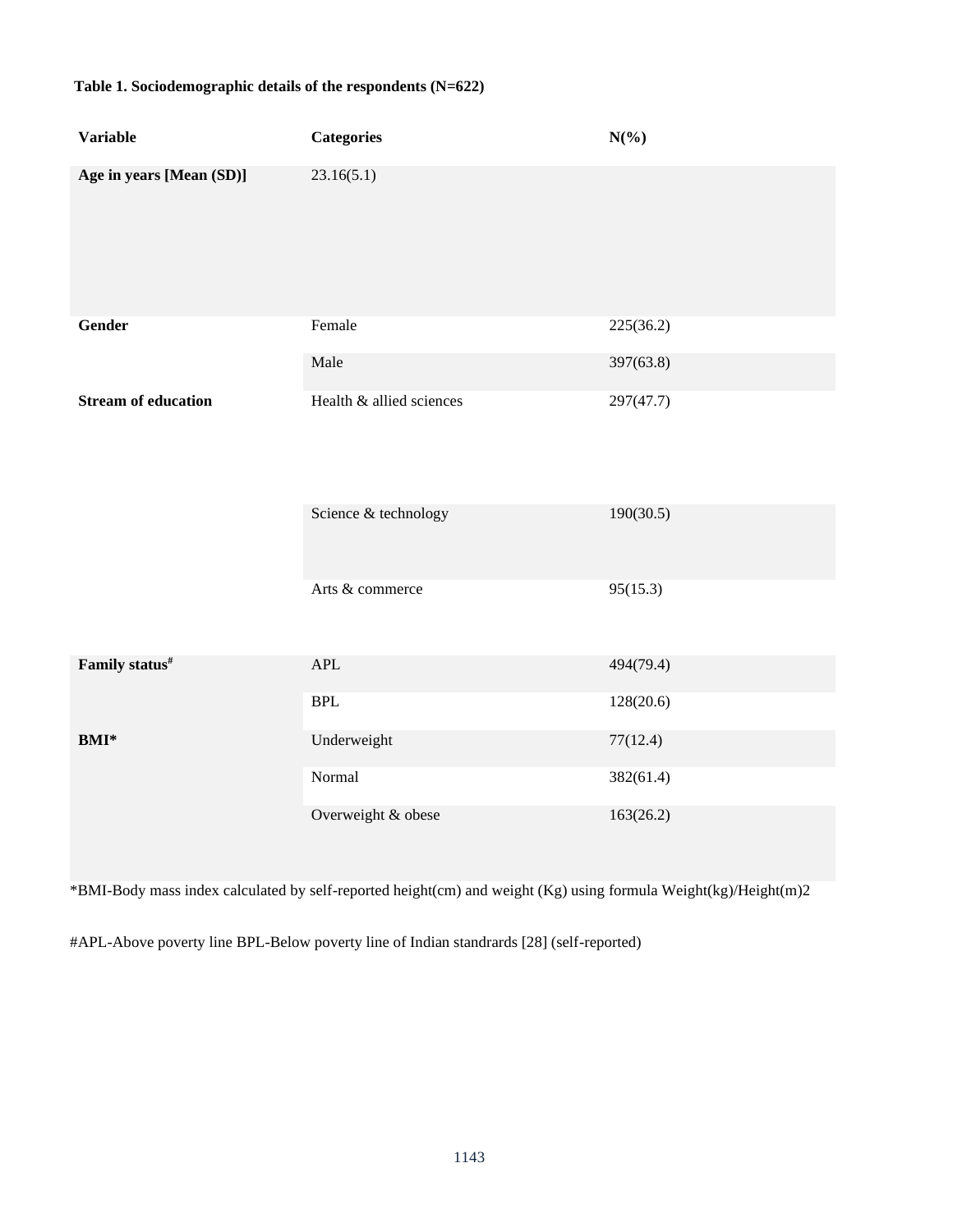**Table 1. Sociodemographic details of the respondents (N=622)**

| Variable | Categories | N(%) |
|---|---|---|
| **Age in years [Mean (SD)]** | 23.16(5.1) | |
| **Gender** | Female | 225(36.2) |
| | Male | 397(63.8) |
| **Stream of education** | Health & allied sciences | 297(47.7) |
| | Science & technology | 190(30.5) |
| | Arts & commerce | 95(15.3) |
| **Family status#** | APL | 494(79.4) |
| | BPL | 128(20.6) |
| **BMI*** | Underweight | 77(12.4) |
| | Normal | 382(61.4) |
| | Overweight & obese | 163(26.2) |

*BMI-Body mass index calculated by self-reported height(cm) and weight (Kg) using formula Weight(kg)/Height(m)2

#APL-Above poverty line BPL-Below poverty line of Indian standrards [28] (self-reported)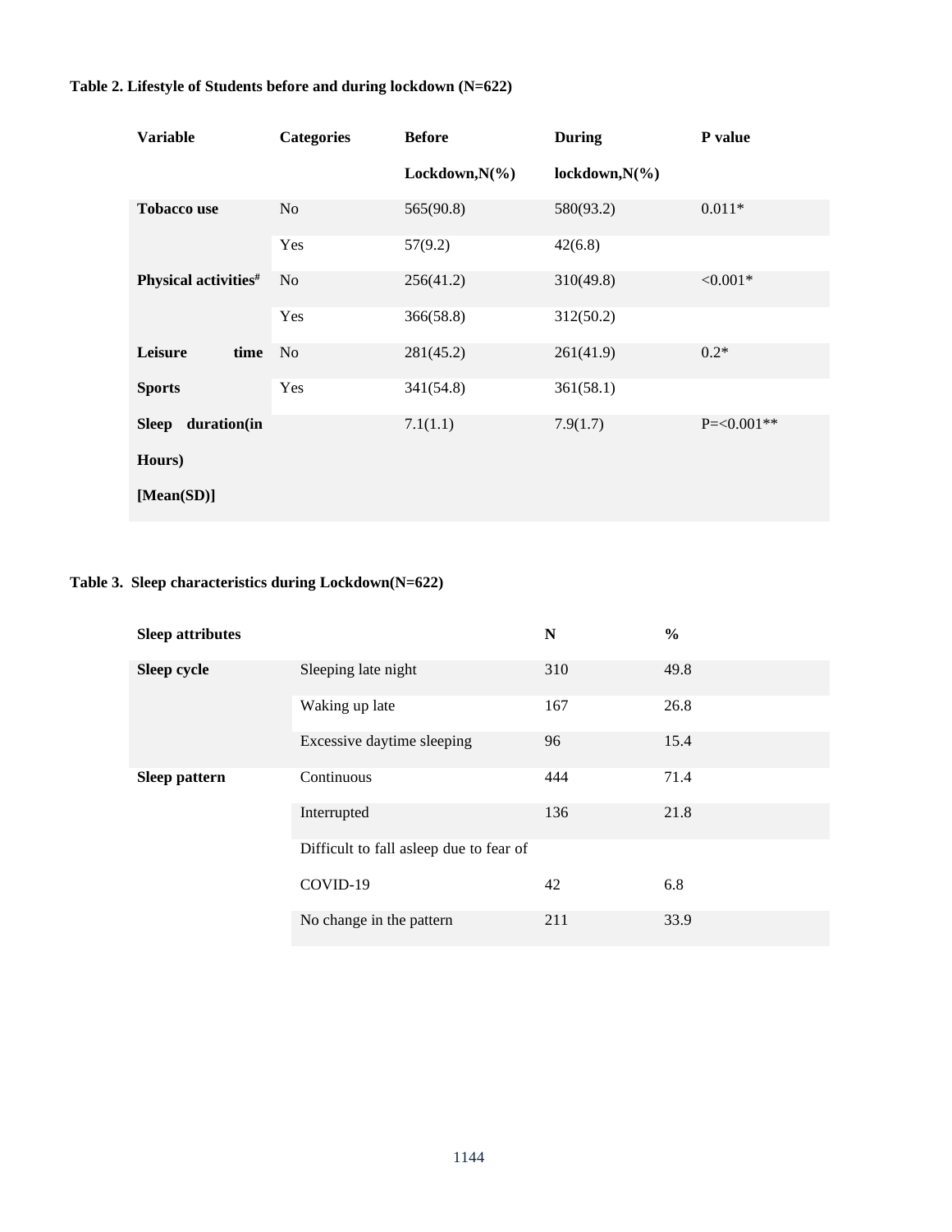**Table 2. Lifestyle of Students before and during lockdown (N=622)**

| Variable | Categories | Before Lockdown,N(%) | During lockdown,N(%) | P value |
|---|---|---|---|---|
| **Tobacco use** | No | 565(90.8) | 580(93.2) | 0.011* |
| | Yes | 57(9.2) | 42(6.8) | |
| **Physical activities#** | No | 256(41.2) | 310(49.8) | <0.001* |
| | Yes | 366(58.8) | 312(50.2) | |
| **Leisure time Sports** | No | 281(45.2) | 261(41.9) | 0.2* |
| | Yes | 341(54.8) | 361(58.1) | |
| **Sleep duration(in Hours) [Mean(SD)]** | | 7.1(1.1) | 7.9(1.7) | P=<0.001** |

**Table 3. Sleep characteristics during Lockdown(N=622)**

| Sleep attributes | | N | % |
|---|---|---|---|
| **Sleep cycle** | Sleeping late night | 310 | 49.8 |
| | Waking up late | 167 | 26.8 |
| | Excessive daytime sleeping | 96 | 15.4 |
| **Sleep pattern** | Continuous | 444 | 71.4 |
| | Interrupted | 136 | 21.8 |
| | Difficult to fall asleep due to fear of COVID-19 | 42 | 6.8 |
| | No change in the pattern | 211 | 33.9 |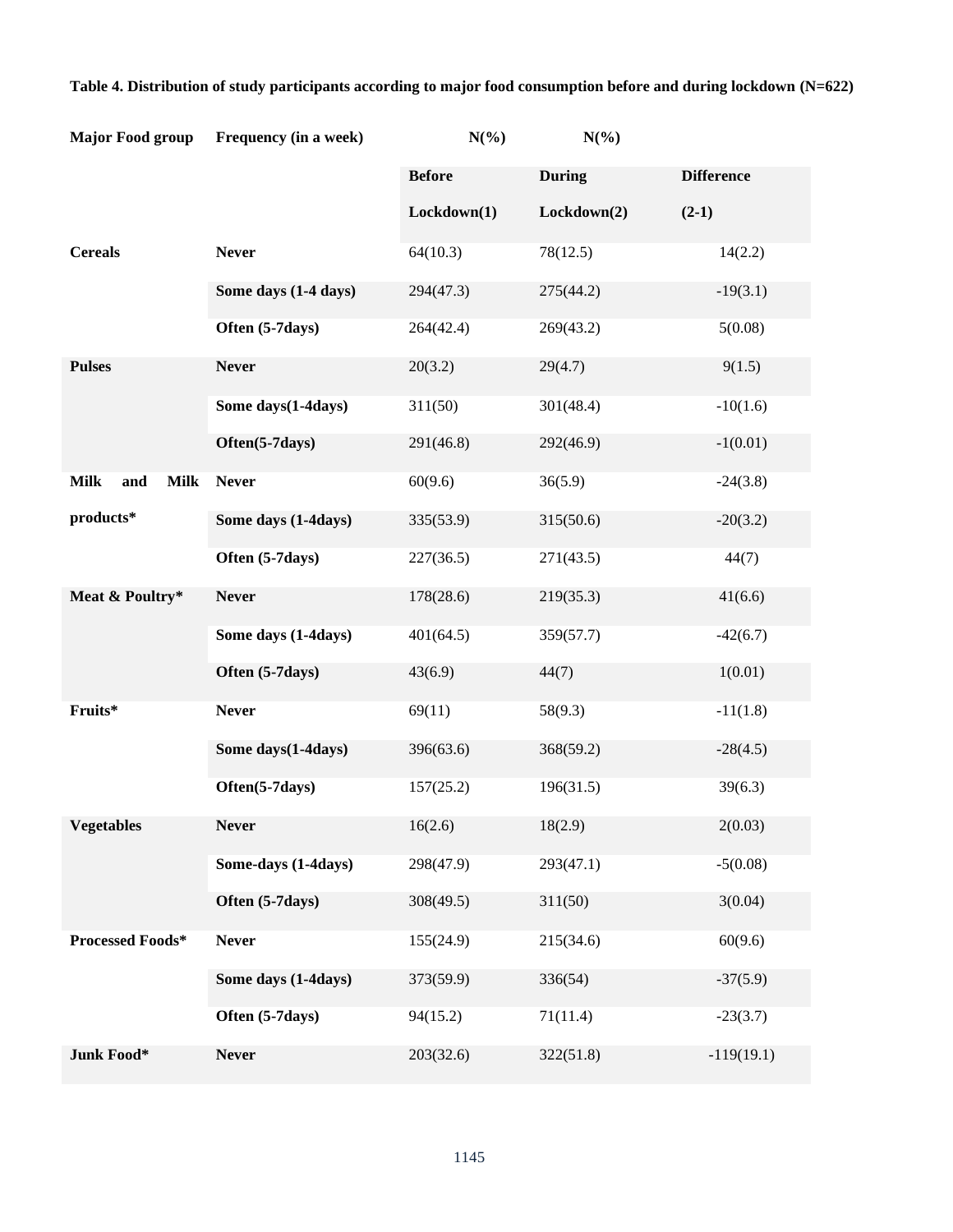**Table 4. Distribution of study participants according to major food consumption before and during lockdown (N=622)**

| Major Food group | Frequency (in a week) | N(%) Before Lockdown(1) | N(%) During Lockdown(2) | Difference (2-1) |
|---|---|---|---|---|
| **Cereals** | **Never** | 64(10.3) | 78(12.5) | 14(2.2) |
| | **Some days (1-4 days)** | 294(47.3) | 275(44.2) | -19(3.1) |
| | **Often (5-7days)** | 264(42.4) | 269(43.2) | 5(0.08) |
| **Pulses** | **Never** | 20(3.2) | 29(4.7) | 9(1.5) |
| | **Some days(1-4days)** | 311(50) | 301(48.4) | -10(1.6) |
| | **Often(5-7days)** | 291(46.8) | 292(46.9) | -1(0.01) |
| **Milk and Milk products*** | **Never** | 60(9.6) | 36(5.9) | -24(3.8) |
| | **Some days (1-4days)** | 335(53.9) | 315(50.6) | -20(3.2) |
| | **Often (5-7days)** | 227(36.5) | 271(43.5) | 44(7) |
| **Meat & Poultry*** | **Never** | 178(28.6) | 219(35.3) | 41(6.6) |
| | **Some days (1-4days)** | 401(64.5) | 359(57.7) | -42(6.7) |
| | **Often (5-7days)** | 43(6.9) | 44(7) | 1(0.01) |
| **Fruits*** | **Never** | 69(11) | 58(9.3) | -11(1.8) |
| | **Some days(1-4days)** | 396(63.6) | 368(59.2) | -28(4.5) |
| | **Often(5-7days)** | 157(25.2) | 196(31.5) | 39(6.3) |
| **Vegetables** | **Never** | 16(2.6) | 18(2.9) | 2(0.03) |
| | **Some-days (1-4days)** | 298(47.9) | 293(47.1) | -5(0.08) |
| | **Often (5-7days)** | 308(49.5) | 311(50) | 3(0.04) |
| **Processed Foods*** | **Never** | 155(24.9) | 215(34.6) | 60(9.6) |
| | **Some days (1-4days)** | 373(59.9) | 336(54) | -37(5.9) |
| | **Often (5-7days)** | 94(15.2) | 71(11.4) | -23(3.7) |
| **Junk Food*** | **Never** | 203(32.6) | 322(51.8) | -119(19.1) |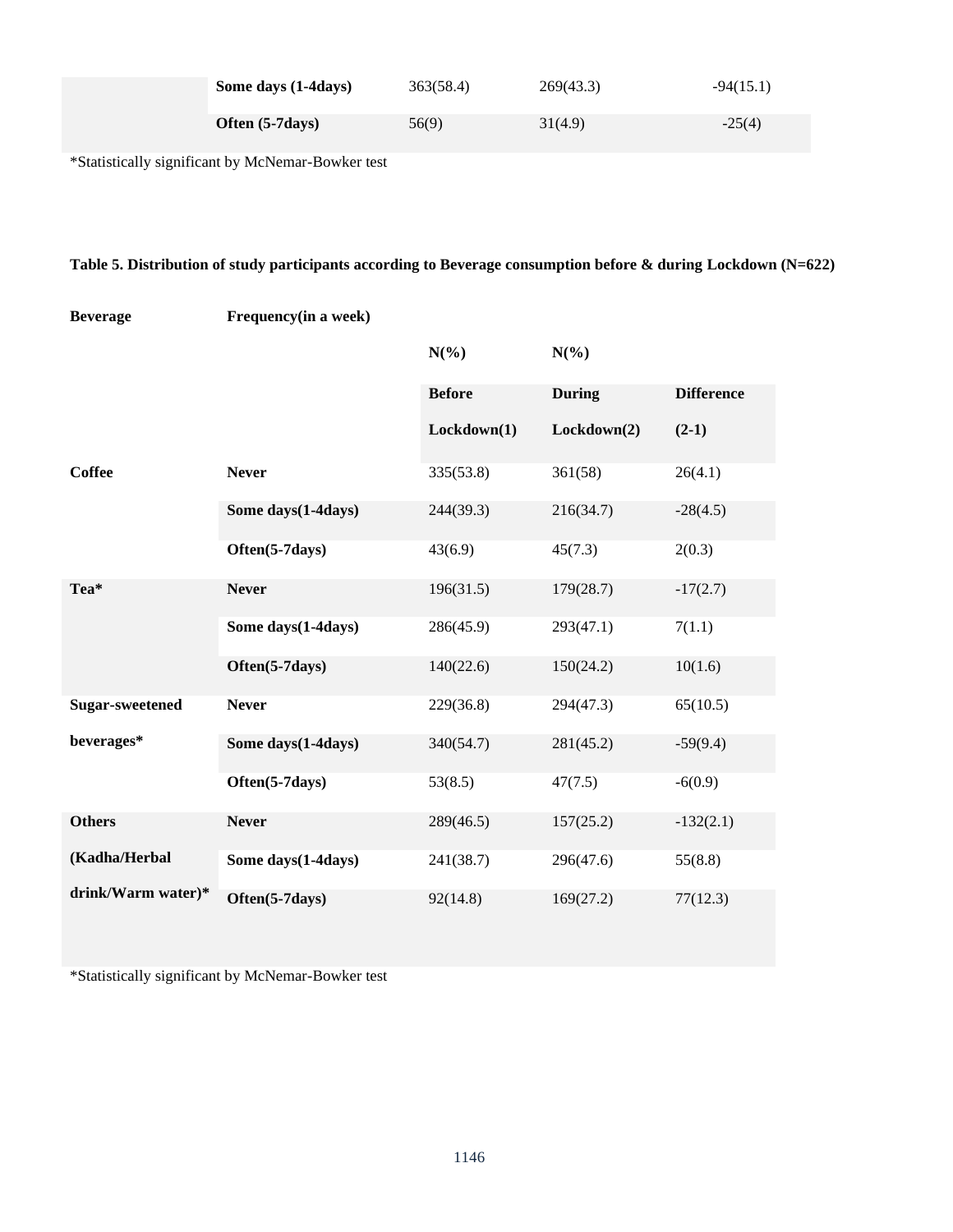| | | | | |
|---|---|---|---|---|
| | **Some days (1-4days)** | 363(58.4) | 269(43.3) | -94(15.1) |
| | **Often (5-7days)** | 56(9) | 31(4.9) | -25(4) |

*Statistically significant by McNemar-Bowker test

**Table 5. Distribution of study participants according to Beverage consumption before & during Lockdown (N=622)**

| **Beverage** | **Frequency(in a week)** | **N(%)** | **N(%)** | |
|---|---|---|---|---|
| | | **Before Lockdown(1)** | **During Lockdown(2)** | **Difference (2-1)** |
| **Coffee** | **Never** | 335(53.8) | 361(58) | 26(4.1) |
| | **Some days(1-4days)** | 244(39.3) | 216(34.7) | -28(4.5) |
| | **Often(5-7days)** | 43(6.9) | 45(7.3) | 2(0.3) |
| **Tea*** | **Never** | 196(31.5) | 179(28.7) | -17(2.7) |
| | **Some days(1-4days)** | 286(45.9) | 293(47.1) | 7(1.1) |
| | **Often(5-7days)** | 140(22.6) | 150(24.2) | 10(1.6) |
| **Sugar-sweetened beverages*** | **Never** | 229(36.8) | 294(47.3) | 65(10.5) |
| | **Some days(1-4days)** | 340(54.7) | 281(45.2) | -59(9.4) |
| | **Often(5-7days)** | 53(8.5) | 47(7.5) | -6(0.9) |
| **Others (Kadha/Herbal drink/Warm water)*** | **Never** | 289(46.5) | 157(25.2) | -132(2.1) |
| | **Some days(1-4days)** | 241(38.7) | 296(47.6) | 55(8.8) |
| | **Often(5-7days)** | 92(14.8) | 169(27.2) | 77(12.3) |

*Statistically significant by McNemar-Bowker test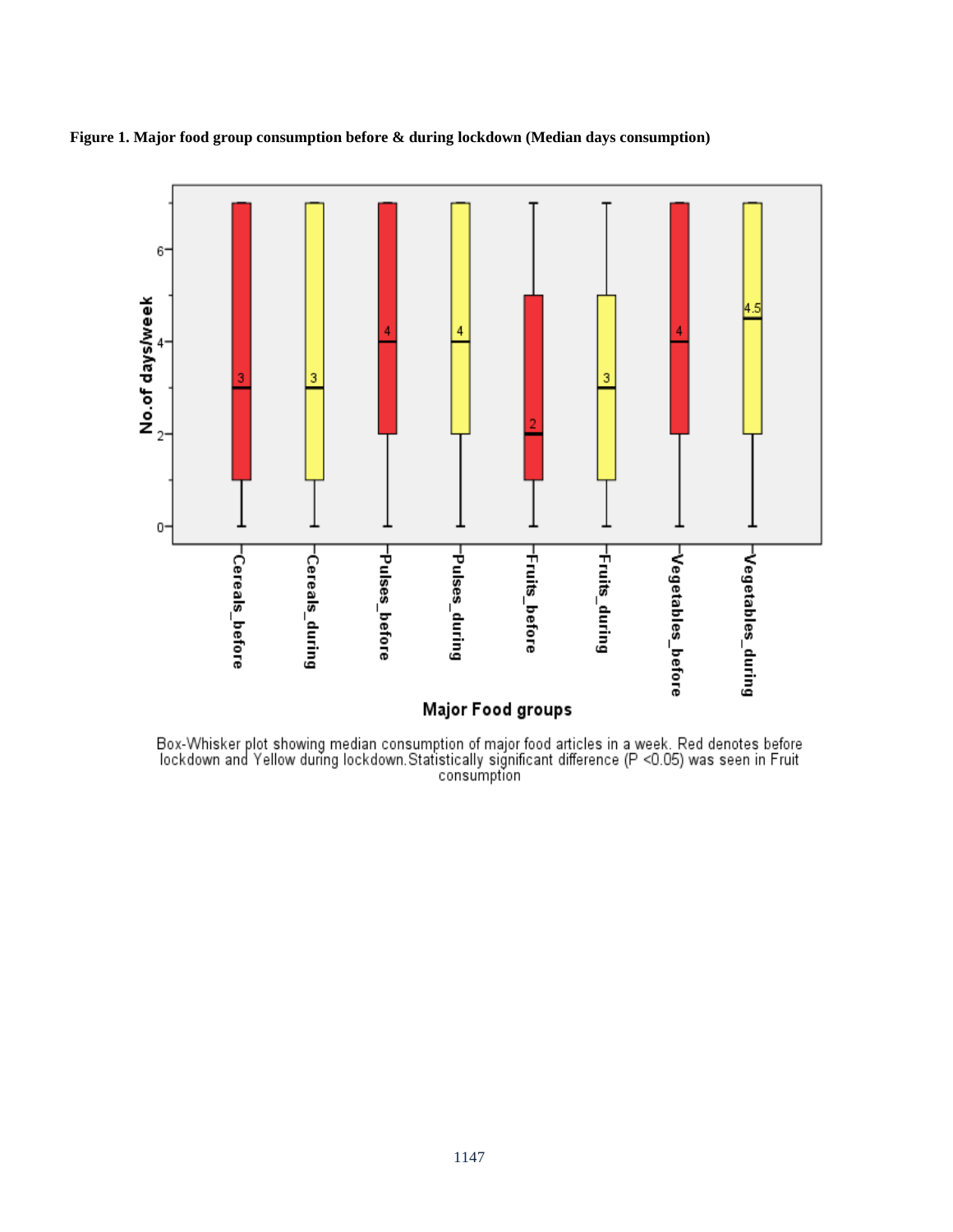**Figure 1. Major food group consumption before & during lockdown (Median days consumption)**

Box-Whisker plot showing median consumption of major food articles in a week. Red denotes before lockdown and Yellow during lockdown. Statistically significant difference ($P < 0.05$) was seen in Fruit consumption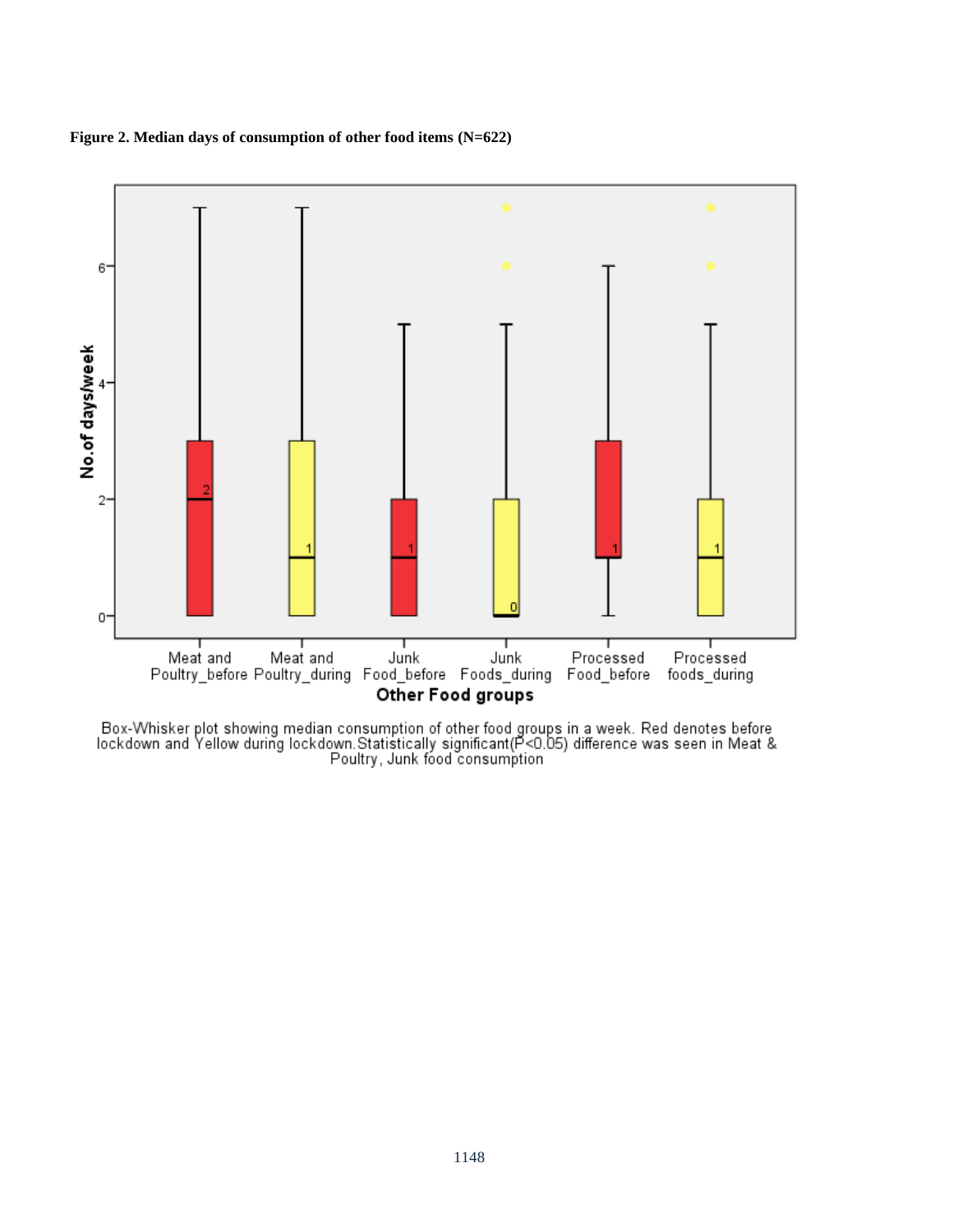**Figure 2. Median days of consumption of other food items (N=622)**

Box-Whisker plot showing median consumption of other food groups in a week. Red denotes before lockdown and Yellow during lockdown. Statistically significant($P<0.05$) difference was seen in Meat & Poultry, Junk food consumption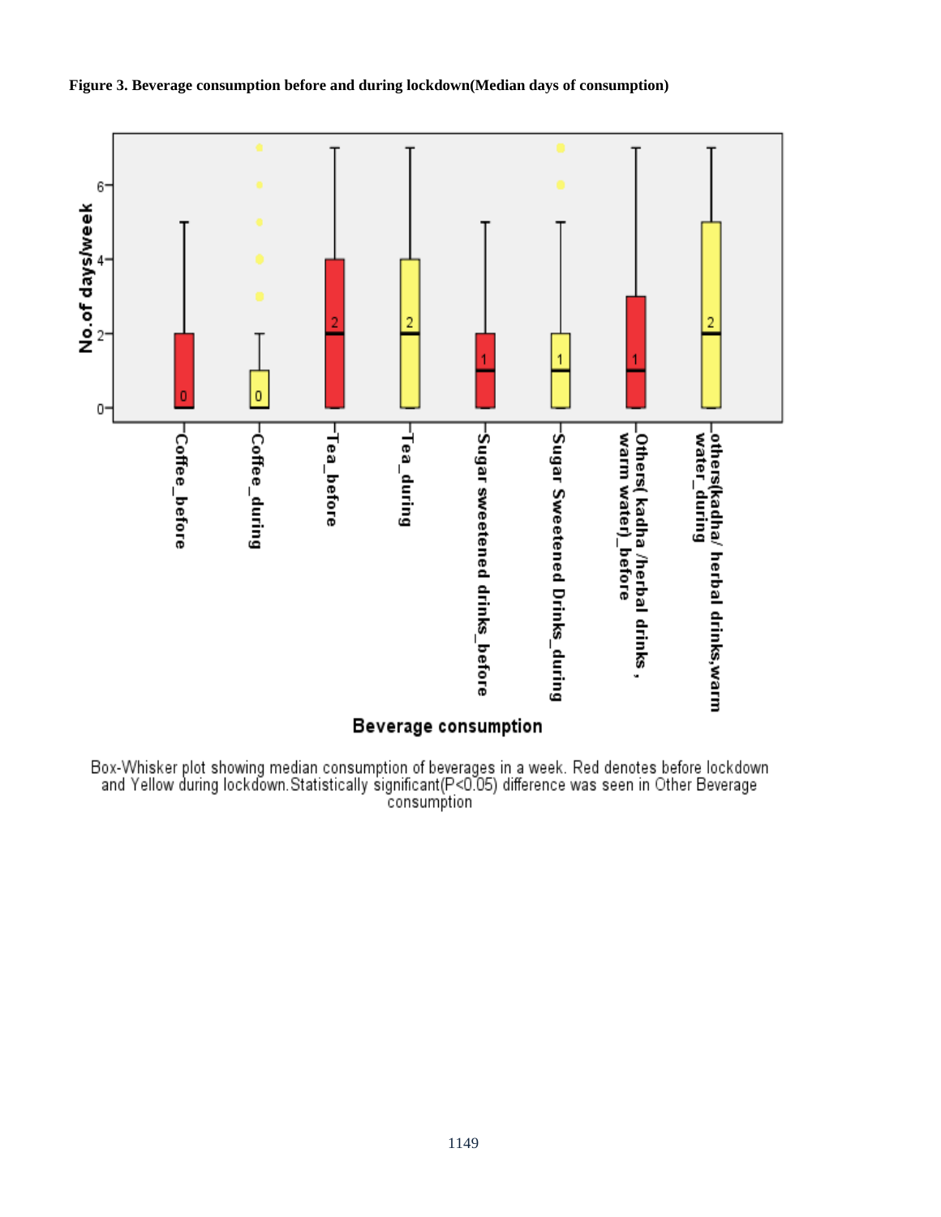**Figure 3. Beverage consumption before and during lockdown(Median days of consumption)**

Box-Whisker plot showing median consumption of beverages in a week. Red denotes before lockdown and Yellow during lockdown. Statistically significant($P<0.05$) difference was seen in Other Beverage consumption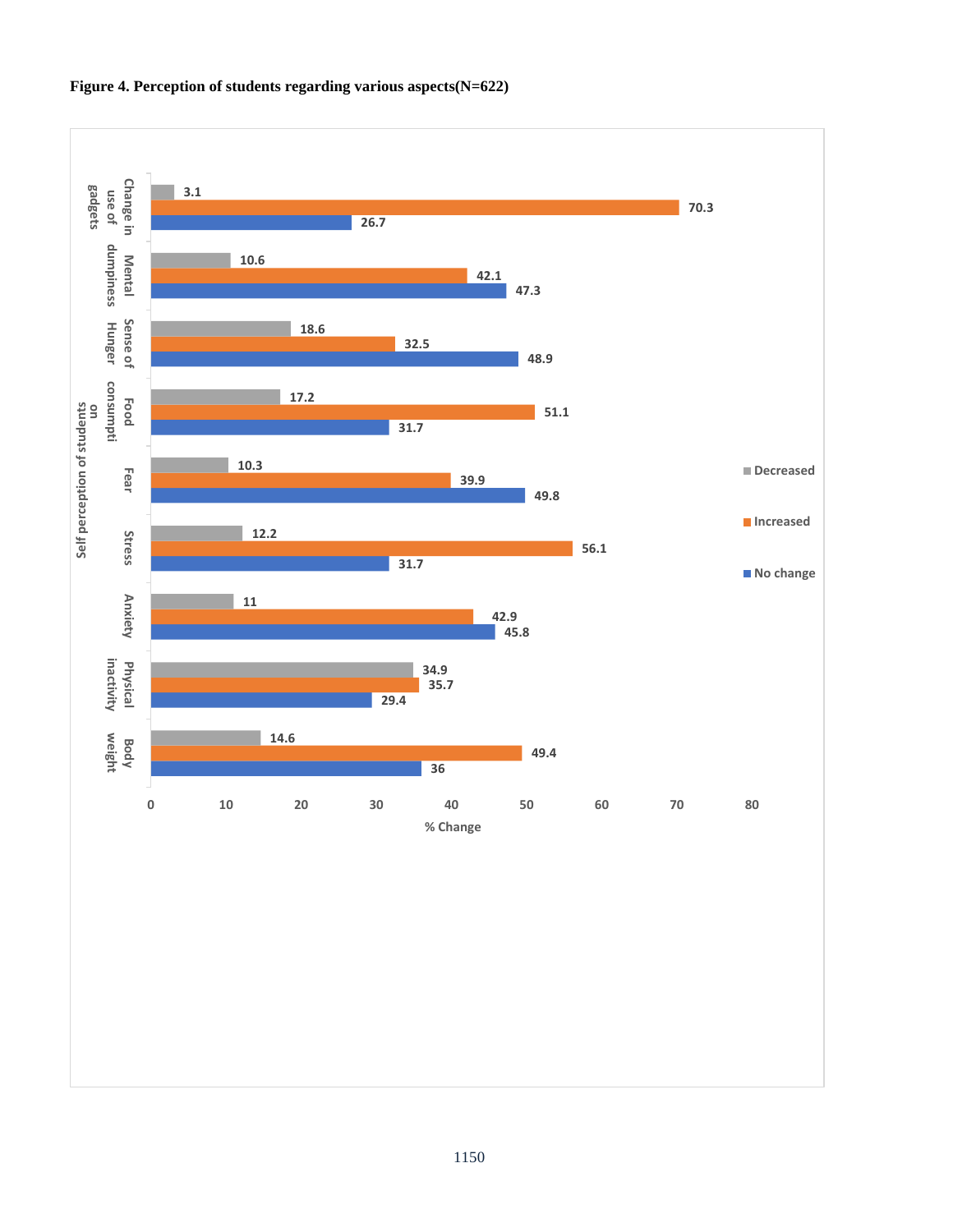**Figure 4. Perception of students regarding various aspects(N=622)**

| Self perception of students | Decreased | Increased | No change |
|---|---|---|---|
| Change in use of gadgets | 3.1 | 70.3 | 26.7 |
| Mental dumpiness | 10.6 | 42.1 | 47.3 |
| Sense of Hunger | 18.6 | 32.5 | 48.9 |
| Food consumption | 17.2 | 51.1 | 31.7 |
| Fear | 10.3 | 39.9 | 49.8 |
| Stress | 12.2 | 56.1 | 31.7 |
| Anxiety | 11 | 42.9 | 45.8 |
| Physical inactivity | 34.9 | 35.7 | 29.4 |
| Body weight | 14.6 | 49.4 | 36 |

% Change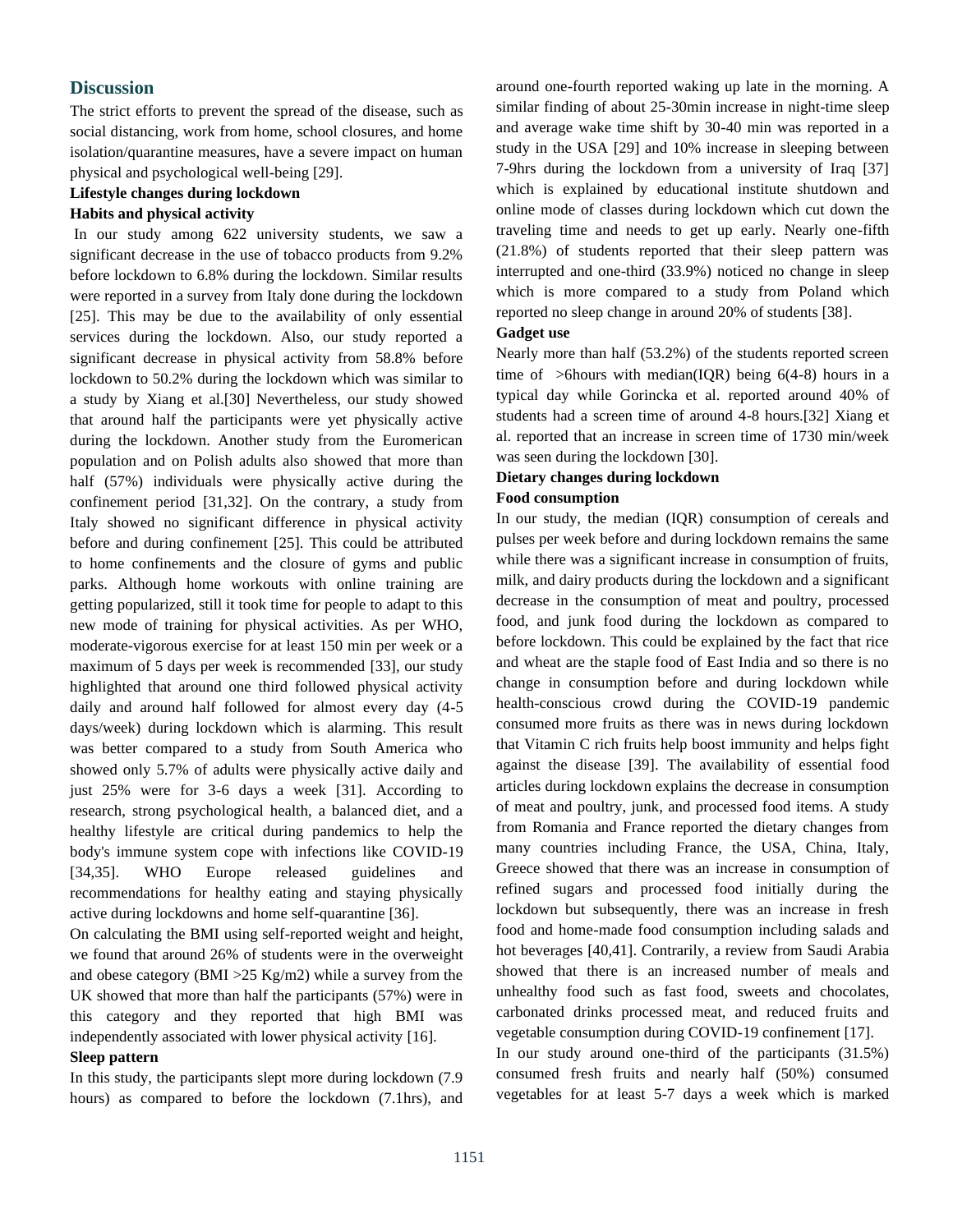## Discussion

The strict efforts to prevent the spread of the disease, such as social distancing, work from home, school closures, and home isolation/quarantine measures, have a severe impact on human physical and psychological well-being [29].

**Lifestyle changes during lockdown**

**Habits and physical activity**

In our study among 622 university students, we saw a significant decrease in the use of tobacco products from 9.2% before lockdown to 6.8% during the lockdown. Similar results were reported in a survey from Italy done during the lockdown [25]. This may be due to the availability of only essential services during the lockdown. Also, our study reported a significant decrease in physical activity from 58.8% before lockdown to 50.2% during the lockdown which was similar to a study by Xiang et al.[30] Nevertheless, our study showed that around half the participants were yet physically active during the lockdown. Another study from the Euromerican population and on Polish adults also showed that more than half (57%) individuals were physically active during the confinement period [31,32]. On the contrary, a study from Italy showed no significant difference in physical activity before and during confinement [25]. This could be attributed to home confinements and the closure of gyms and public parks. Although home workouts with online training are getting popularized, still it took time for people to adapt to this new mode of training for physical activities. As per WHO, moderate-vigorous exercise for at least 150 min per week or a maximum of 5 days per week is recommended [33], our study highlighted that around one third followed physical activity daily and around half followed for almost every day (4-5 days/week) during lockdown which is alarming. This result was better compared to a study from South America who showed only 5.7% of adults were physically active daily and just 25% were for 3-6 days a week [31]. According to research, strong psychological health, a balanced diet, and a healthy lifestyle are critical during pandemics to help the body's immune system cope with infections like COVID-19 [34,35]. WHO Europe released guidelines and recommendations for healthy eating and staying physically active during lockdowns and home self-quarantine [36].

On calculating the BMI using self-reported weight and height, we found that around 26% of students were in the overweight and obese category (BMI >25 Kg/m2) while a survey from the UK showed that more than half the participants (57%) were in this category and they reported that high BMI was independently associated with lower physical activity [16].

**Sleep pattern**

In this study, the participants slept more during lockdown (7.9 hours) as compared to before the lockdown (7.1hrs), and around one-fourth reported waking up late in the morning. A similar finding of about 25-30min increase in night-time sleep and average wake time shift by 30-40 min was reported in a study in the USA [29] and 10% increase in sleeping between 7-9hrs during the lockdown from a university of Iraq [37] which is explained by educational institute shutdown and online mode of classes during lockdown which cut down the traveling time and needs to get up early. Nearly one-fifth (21.8%) of students reported that their sleep pattern was interrupted and one-third (33.9%) noticed no change in sleep which is more compared to a study from Poland which reported no sleep change in around 20% of students [38].

**Gadget use**

Nearly more than half (53.2%) of the students reported screen time of >6hours with median(IQR) being 6(4-8) hours in a typical day while Gorincka et al. reported around 40% of students had a screen time of around 4-8 hours.[32] Xiang et al. reported that an increase in screen time of 1730 min/week was seen during the lockdown [30].

**Dietary changes during lockdown**

**Food consumption**

In our study, the median (IQR) consumption of cereals and pulses per week before and during lockdown remains the same while there was a significant increase in consumption of fruits, milk, and dairy products during the lockdown and a significant decrease in the consumption of meat and poultry, processed food, and junk food during the lockdown as compared to before lockdown. This could be explained by the fact that rice and wheat are the staple food of East India and so there is no change in consumption before and during lockdown while health-conscious crowd during the COVID-19 pandemic consumed more fruits as there was in news during lockdown that Vitamin C rich fruits help boost immunity and helps fight against the disease [39]. The availability of essential food articles during lockdown explains the decrease in consumption of meat and poultry, junk, and processed food items. A study from Romania and France reported the dietary changes from many countries including France, the USA, China, Italy, Greece showed that there was an increase in consumption of refined sugars and processed food initially during the lockdown but subsequently, there was an increase in fresh food and home-made food consumption including salads and hot beverages [40,41]. Contrarily, a review from Saudi Arabia showed that there is an increased number of meals and unhealthy food such as fast food, sweets and chocolates, carbonated drinks processed meat, and reduced fruits and vegetable consumption during COVID-19 confinement [17].

In our study around one-third of the participants (31.5%) consumed fresh fruits and nearly half (50%) consumed vegetables for at least 5-7 days a week which is marked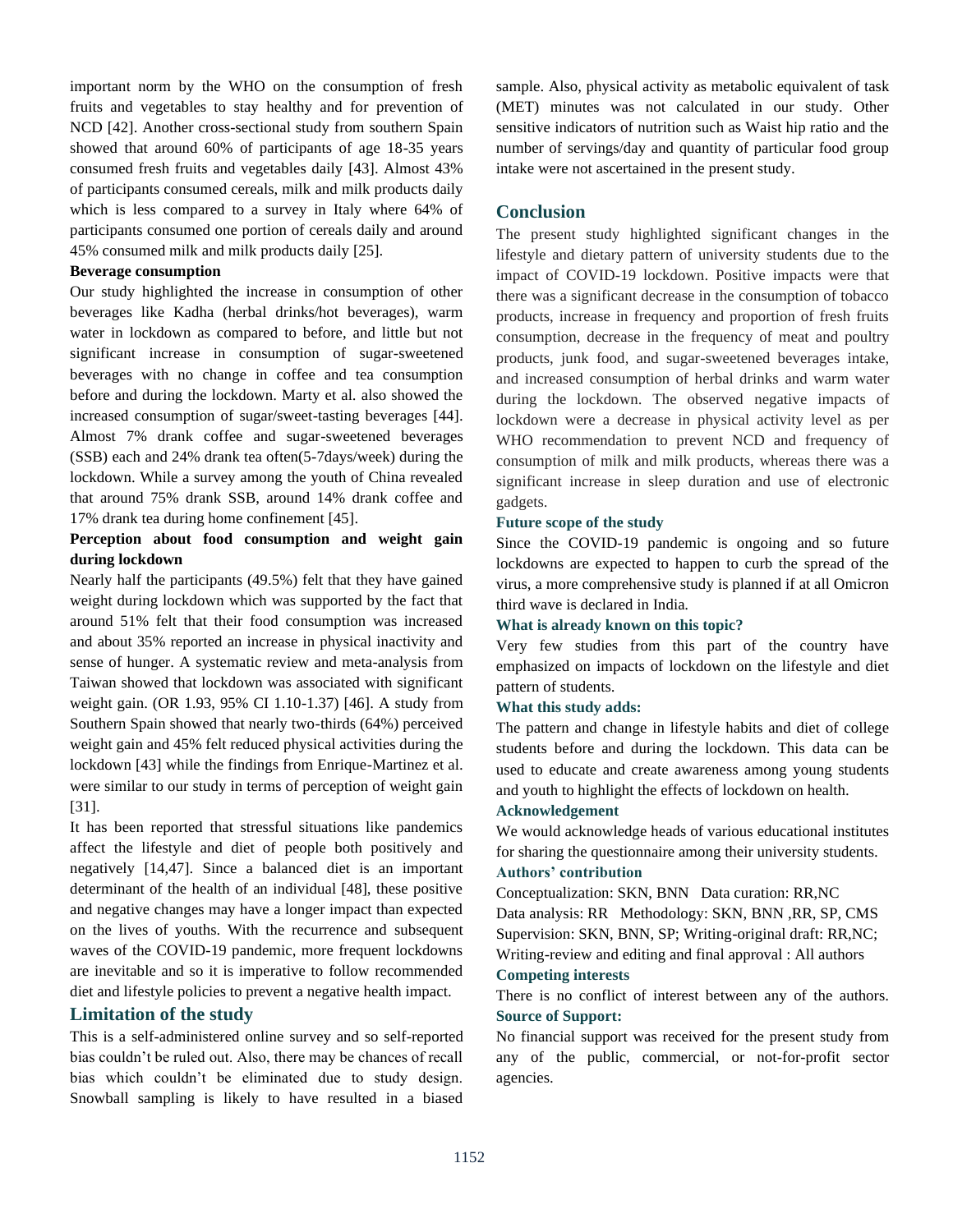important norm by the WHO on the consumption of fresh fruits and vegetables to stay healthy and for prevention of NCD [42]. Another cross-sectional study from southern Spain showed that around 60% of participants of age 18-35 years consumed fresh fruits and vegetables daily [43]. Almost 43% of participants consumed cereals, milk and milk products daily which is less compared to a survey in Italy where 64% of participants consumed one portion of cereals daily and around 45% consumed milk and milk products daily [25].

**Beverage consumption**

Our study highlighted the increase in consumption of other beverages like Kadha (herbal drinks/hot beverages), warm water in lockdown as compared to before, and little but not significant increase in consumption of sugar-sweetened beverages with no change in coffee and tea consumption before and during the lockdown. Marty et al. also showed the increased consumption of sugar/sweet-tasting beverages [44]. Almost 7% drank coffee and sugar-sweetened beverages (SSB) each and 24% drank tea often(5-7days/week) during the lockdown. While a survey among the youth of China revealed that around 75% drank SSB, around 14% drank coffee and 17% drank tea during home confinement [45].

**Perception about food consumption and weight gain during lockdown**

Nearly half the participants (49.5%) felt that they have gained weight during lockdown which was supported by the fact that around 51% felt that their food consumption was increased and about 35% reported an increase in physical inactivity and sense of hunger. A systematic review and meta-analysis from Taiwan showed that lockdown was associated with significant weight gain. (OR 1.93, 95% CI 1.10-1.37) [46]. A study from Southern Spain showed that nearly two-thirds (64%) perceived weight gain and 45% felt reduced physical activities during the lockdown [43] while the findings from Enrique-Martinez et al. were similar to our study in terms of perception of weight gain [31].

It has been reported that stressful situations like pandemics affect the lifestyle and diet of people both positively and negatively [14,47]. Since a balanced diet is an important determinant of the health of an individual [48], these positive and negative changes may have a longer impact than expected on the lives of youths. With the recurrence and subsequent waves of the COVID-19 pandemic, more frequent lockdowns are inevitable and so it is imperative to follow recommended diet and lifestyle policies to prevent a negative health impact.

## Limitation of the study

This is a self-administered online survey and so self-reported bias couldn't be ruled out. Also, there may be chances of recall bias which couldn't be eliminated due to study design. Snowball sampling is likely to have resulted in a biased sample. Also, physical activity as metabolic equivalent of task (MET) minutes was not calculated in our study. Other sensitive indicators of nutrition such as Waist hip ratio and the number of servings/day and quantity of particular food group intake were not ascertained in the present study.

## Conclusion

The present study highlighted significant changes in the lifestyle and dietary pattern of university students due to the impact of COVID-19 lockdown. Positive impacts were that there was a significant decrease in the consumption of tobacco products, increase in frequency and proportion of fresh fruits consumption, decrease in the frequency of meat and poultry products, junk food, and sugar-sweetened beverages intake, and increased consumption of herbal drinks and warm water during the lockdown. The observed negative impacts of lockdown were a decrease in physical activity level as per WHO recommendation to prevent NCD and frequency of consumption of milk and milk products, whereas there was a significant increase in sleep duration and use of electronic gadgets.

### Future scope of the study

Since the COVID-19 pandemic is ongoing and so future lockdowns are expected to happen to curb the spread of the virus, a more comprehensive study is planned if at all Omicron third wave is declared in India.

### What is already known on this topic?

Very few studies from this part of the country have emphasized on impacts of lockdown on the lifestyle and diet pattern of students.

### What this study adds:

The pattern and change in lifestyle habits and diet of college students before and during the lockdown. This data can be used to educate and create awareness among young students and youth to highlight the effects of lockdown on health.

### Acknowledgement

We would acknowledge heads of various educational institutes for sharing the questionnaire among their university students.

### Authors' contribution

Conceptualization: SKN, BNN Data curation: RR,NC
Data analysis: RR Methodology: SKN, BNN ,RR, SP, CMS
Supervision: SKN, BNN, SP; Writing-original draft: RR,NC;
Writing-review and editing and final approval : All authors

### Competing interests

There is no conflict of interest between any of the authors.

### Source of Support:

No financial support was received for the present study from any of the public, commercial, or not-for-profit sector agencies.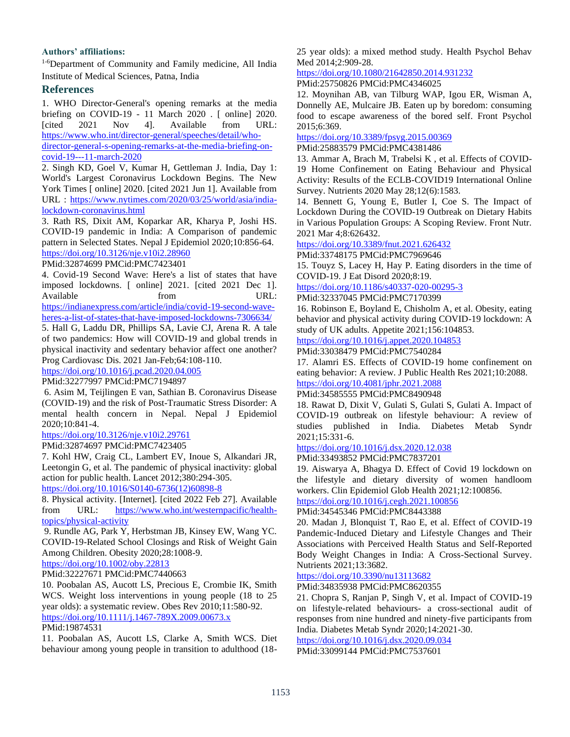**Authors' affiliations:**

[1-6]Department of Community and Family medicine, All India Institute of Medical Sciences, Patna, India

## References

1. WHO Director-General's opening remarks at the media briefing on COVID-19 - 11 March 2020 . [ online] 2020. [cited 2021 Nov 4]. Available from URL: https://www.who.int/director-general/speeches/detail/who-director-general-s-opening-remarks-at-the-media-briefing-on-covid-19---11-march-2020

2. Singh KD, Goel V, Kumar H, Gettleman J. India, Day 1: World's Largest Coronavirus Lockdown Begins. The New York Times [ online] 2020. [cited 2021 Jun 1]. Available from URL : https://www.nytimes.com/2020/03/25/world/asia/india-lockdown-coronavirus.html

3. Rath RS, Dixit AM, Koparkar AR, Kharya P, Joshi HS. COVID-19 pandemic in India: A Comparison of pandemic pattern in Selected States. Nepal J Epidemiol 2020;10:856-64. https://doi.org/10.3126/nje.v10i2.28960
PMid:32874699 PMCid:PMC7423401

4. Covid-19 Second Wave: Here's a list of states that have imposed lockdowns. [ online] 2021. [cited 2021 Dec 1]. Available from URL: https://indianexpress.com/article/india/covid-19-second-wave-heres-a-list-of-states-that-have-imposed-lockdowns-7306634/

5. Hall G, Laddu DR, Phillips SA, Lavie CJ, Arena R. A tale of two pandemics: How will COVID-19 and global trends in physical inactivity and sedentary behavior affect one another? Prog Cardiovasc Dis. 2021 Jan-Feb;64:108-110. https://doi.org/10.1016/j.pcad.2020.04.005
PMid:32277997 PMCid:PMC7194897

6. Asim M, Teijlingen E van, Sathian B. Coronavirus Disease (COVID-19) and the risk of Post-Traumatic Stress Disorder: A mental health concern in Nepal. Nepal J Epidemiol 2020;10:841-4.
https://doi.org/10.3126/nje.v10i2.29761
PMid:32874697 PMCid:PMC7423405

7. Kohl HW, Craig CL, Lambert EV, Inoue S, Alkandari JR, Leetongin G, et al. The pandemic of physical inactivity: global action for public health. Lancet 2012;380:294-305.
https://doi.org/10.1016/S0140-6736(12)60898-8

8. Physical activity. [Internet]. [cited 2022 Feb 27]. Available from URL: https://www.who.int/westernpacific/health-topics/physical-activity

9. Rundle AG, Park Y, Herbstman JB, Kinsey EW, Wang YC. COVID-19-Related School Closings and Risk of Weight Gain Among Children. Obesity 2020;28:1008-9.
https://doi.org/10.1002/oby.22813
PMid:32227671 PMCid:PMC7440663

10. Poobalan AS, Aucott LS, Precious E, Crombie IK, Smith WCS. Weight loss interventions in young people (18 to 25 year olds): a systematic review. Obes Rev 2010;11:580-92.
https://doi.org/10.1111/j.1467-789X.2009.00673.x
PMid:19874531

11. Poobalan AS, Aucott LS, Clarke A, Smith WCS. Diet behaviour among young people in transition to adulthood (18-25 year olds): a mixed method study. Health Psychol Behav Med 2014;2:909-28.
https://doi.org/10.1080/21642850.2014.931232
PMid:25750826 PMCid:PMC4346025

12. Moynihan AB, van Tilburg WAP, Igou ER, Wisman A, Donnelly AE, Mulcaire JB. Eaten up by boredom: consuming food to escape awareness of the bored self. Front Psychol 2015;6:369.
https://doi.org/10.3389/fpsyg.2015.00369
PMid:25883579 PMCid:PMC4381486

13. Ammar A, Brach M, Trabelsi K , et al. Effects of COVID-19 Home Confinement on Eating Behaviour and Physical Activity: Results of the ECLB-COVID19 International Online Survey. Nutrients 2020 May 28;12(6):1583.

14. Bennett G, Young E, Butler I, Coe S. The Impact of Lockdown During the COVID-19 Outbreak on Dietary Habits in Various Population Groups: A Scoping Review. Front Nutr. 2021 Mar 4;8:626432.
https://doi.org/10.3389/fnut.2021.626432
PMid:33748175 PMCid:PMC7969646

15. Touyz S, Lacey H, Hay P. Eating disorders in the time of COVID-19. J Eat Disord 2020;8:19.
https://doi.org/10.1186/s40337-020-00295-3
PMid:32337045 PMCid:PMC7170399

16. Robinson E, Boyland E, Chisholm A, et al. Obesity, eating behavior and physical activity during COVID-19 lockdown: A study of UK adults. Appetite 2021;156:104853.
https://doi.org/10.1016/j.appet.2020.104853
PMid:33038479 PMCid:PMC7540284

17. Alamri ES. Effects of COVID-19 home confinement on eating behavior: A review. J Public Health Res 2021;10:2088.
https://doi.org/10.4081/jphr.2021.2088
PMid:34585555 PMCid:PMC8490948

18. Rawat D, Dixit V, Gulati S, Gulati S, Gulati A. Impact of COVID-19 outbreak on lifestyle behaviour: A review of studies published in India. Diabetes Metab Syndr 2021;15:331-6.
https://doi.org/10.1016/j.dsx.2020.12.038
PMid:33493852 PMCid:PMC7837201

19. Aiswarya A, Bhagya D. Effect of Covid 19 lockdown on the lifestyle and dietary diversity of women handloom workers. Clin Epidemiol Glob Health 2021;12:100856.
https://doi.org/10.1016/j.cegh.2021.100856
PMid:34545346 PMCid:PMC8443388

20. Madan J, Blonquist T, Rao E, et al. Effect of COVID-19 Pandemic-Induced Dietary and Lifestyle Changes and Their Associations with Perceived Health Status and Self-Reported Body Weight Changes in India: A Cross-Sectional Survey. Nutrients 2021;13:3682.
https://doi.org/10.3390/nu13113682
PMid:34835938 PMCid:PMC8620355

21. Chopra S, Ranjan P, Singh V, et al. Impact of COVID-19 on lifestyle-related behaviours- a cross-sectional audit of responses from nine hundred and ninety-five participants from India. Diabetes Metab Syndr 2020;14:2021-30.
https://doi.org/10.1016/j.dsx.2020.09.034
PMid:33099144 PMCid:PMC7537601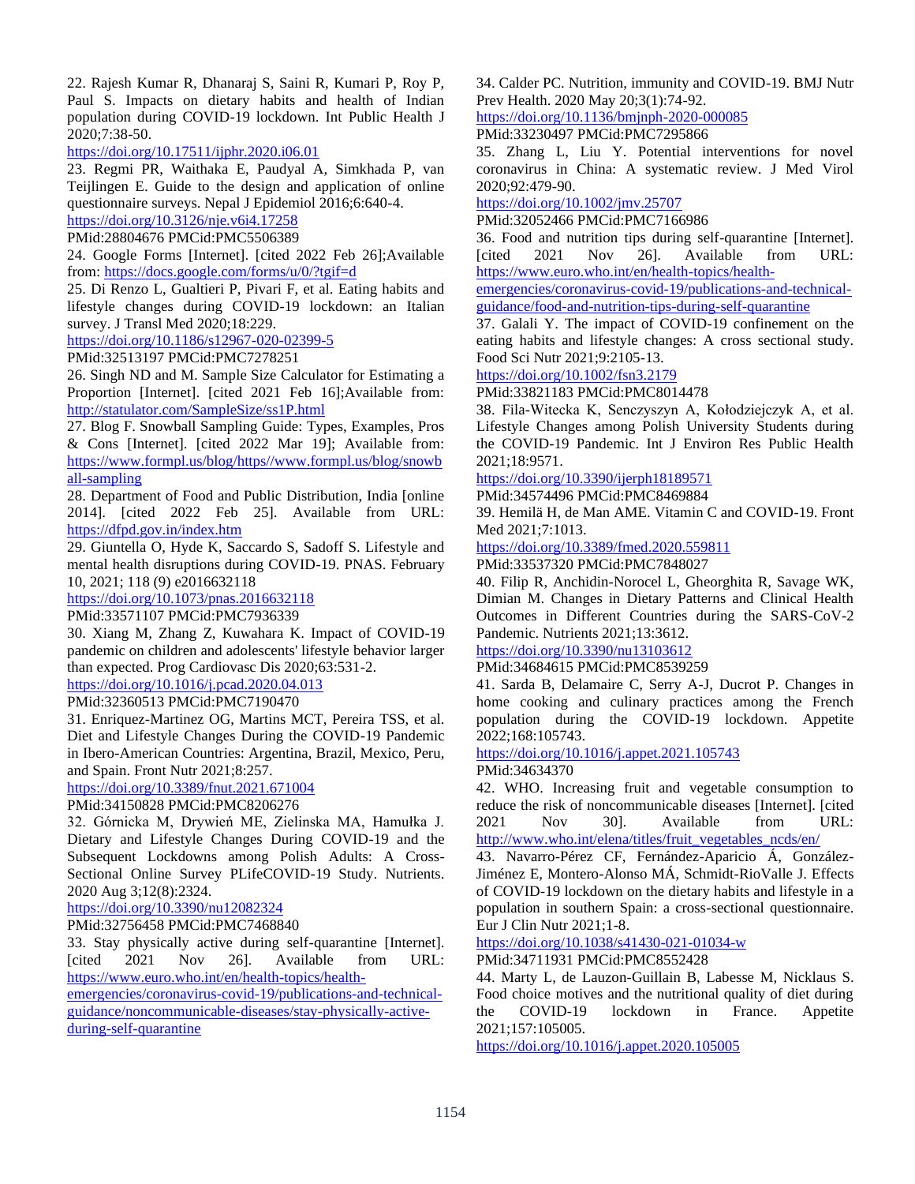22. Rajesh Kumar R, Dhanaraj S, Saini R, Kumari P, Roy P, Paul S. Impacts on dietary habits and health of Indian population during COVID-19 lockdown. Int Public Health J 2020;7:38-50.
https://doi.org/10.17511/ijphr.2020.i06.01

23. Regmi PR, Waithaka E, Paudyal A, Simkhada P, van Teijlingen E. Guide to the design and application of online questionnaire surveys. Nepal J Epidemiol 2016;6:640-4.
https://doi.org/10.3126/nje.v6i4.17258
PMid:28804676 PMCid:PMC5506389

24. Google Forms [Internet]. [cited 2022 Feb 26];Available from: https://docs.google.com/forms/u/0/?tgif=d

25. Di Renzo L, Gualtieri P, Pivari F, et al. Eating habits and lifestyle changes during COVID-19 lockdown: an Italian survey. J Transl Med 2020;18:229.
https://doi.org/10.1186/s12967-020-02399-5
PMid:32513197 PMCid:PMC7278251

26. Singh ND and M. Sample Size Calculator for Estimating a Proportion [Internet]. [cited 2021 Feb 16];Available from: http://statulator.com/SampleSize/ss1P.html

27. Blog F. Snowball Sampling Guide: Types, Examples, Pros & Cons [Internet]. [cited 2022 Mar 19]; Available from: https://www.formpl.us/blog/https//www.formpl.us/blog/snowball-sampling

28. Department of Food and Public Distribution, India [online 2014]. [cited 2022 Feb 25]. Available from URL: https://dfpd.gov.in/index.htm

29. Giuntella O, Hyde K, Saccardo S, Sadoff S. Lifestyle and mental health disruptions during COVID-19. PNAS. February 10, 2021; 118 (9) e2016632118
https://doi.org/10.1073/pnas.2016632118
PMid:33571107 PMCid:PMC7936339

30. Xiang M, Zhang Z, Kuwahara K. Impact of COVID-19 pandemic on children and adolescents' lifestyle behavior larger than expected. Prog Cardiovasc Dis 2020;63:531-2.
https://doi.org/10.1016/j.pcad.2020.04.013
PMid:32360513 PMCid:PMC7190470

31. Enriquez-Martinez OG, Martins MCT, Pereira TSS, et al. Diet and Lifestyle Changes During the COVID-19 Pandemic in Ibero-American Countries: Argentina, Brazil, Mexico, Peru, and Spain. Front Nutr 2021;8:257.
https://doi.org/10.3389/fnut.2021.671004
PMid:34150828 PMCid:PMC8206276

32. Górnicka M, Drywień ME, Zielinska MA, Hamułka J. Dietary and Lifestyle Changes During COVID-19 and the Subsequent Lockdowns among Polish Adults: A Cross-Sectional Online Survey PLifeCOVID-19 Study. Nutrients. 2020 Aug 3;12(8):2324.
https://doi.org/10.3390/nu12082324
PMid:32756458 PMCid:PMC7468840

33. Stay physically active during self-quarantine [Internet]. [cited 2021 Nov 26]. Available from URL: https://www.euro.who.int/en/health-topics/health-emergencies/coronavirus-covid-19/publications-and-technical-guidance/noncommunicable-diseases/stay-physically-active-during-self-quarantine

34. Calder PC. Nutrition, immunity and COVID-19. BMJ Nutr Prev Health. 2020 May 20;3(1):74-92.
https://doi.org/10.1136/bmjnph-2020-000085
PMid:33230497 PMCid:PMC7295866

35. Zhang L, Liu Y. Potential interventions for novel coronavirus in China: A systematic review. J Med Virol 2020;92:479-90.
https://doi.org/10.1002/jmv.25707
PMid:32052466 PMCid:PMC7166986

36. Food and nutrition tips during self-quarantine [Internet]. [cited 2021 Nov 26]. Available from URL: https://www.euro.who.int/en/health-topics/health-emergencies/coronavirus-covid-19/publications-and-technical-guidance/food-and-nutrition-tips-during-self-quarantine

37. Galali Y. The impact of COVID-19 confinement on the eating habits and lifestyle changes: A cross sectional study. Food Sci Nutr 2021;9:2105-13.
https://doi.org/10.1002/fsn3.2179
PMid:33821183 PMCid:PMC8014478

38. Fila-Witecka K, Senczyszyn A, Kołodziejczyk A, et al. Lifestyle Changes among Polish University Students during the COVID-19 Pandemic. Int J Environ Res Public Health 2021;18:9571.
https://doi.org/10.3390/ijerph18189571
PMid:34574496 PMCid:PMC8469884

39. Hemilä H, de Man AME. Vitamin C and COVID-19. Front Med 2021;7:1013.
https://doi.org/10.3389/fmed.2020.559811
PMid:33537320 PMCid:PMC7848027

40. Filip R, Anchidin-Norocel L, Gheorghita R, Savage WK, Dimian M. Changes in Dietary Patterns and Clinical Health Outcomes in Different Countries during the SARS-CoV-2 Pandemic. Nutrients 2021;13:3612.
https://doi.org/10.3390/nu13103612
PMid:34684615 PMCid:PMC8539259

41. Sarda B, Delamaire C, Serry A-J, Ducrot P. Changes in home cooking and culinary practices among the French population during the COVID-19 lockdown. Appetite 2022;168:105743.
https://doi.org/10.1016/j.appet.2021.105743
PMid:34634370

42. WHO. Increasing fruit and vegetable consumption to reduce the risk of noncommunicable diseases [Internet]. [cited 2021 Nov 30]. Available from URL: http://www.who.int/elena/titles/fruit_vegetables_ncds/en/

43. Navarro-Pérez CF, Fernández-Aparicio Á, González-Jiménez E, Montero-Alonso MÁ, Schmidt-RioValle J. Effects of COVID-19 lockdown on the dietary habits and lifestyle in a population in southern Spain: a cross-sectional questionnaire. Eur J Clin Nutr 2021;1-8.
https://doi.org/10.1038/s41430-021-01034-w
PMid:34711931 PMCid:PMC8552428

44. Marty L, de Lauzon-Guillain B, Labesse M, Nicklaus S. Food choice motives and the nutritional quality of diet during the COVID-19 lockdown in France. Appetite 2021;157:105005.
https://doi.org/10.1016/j.appet.2020.105005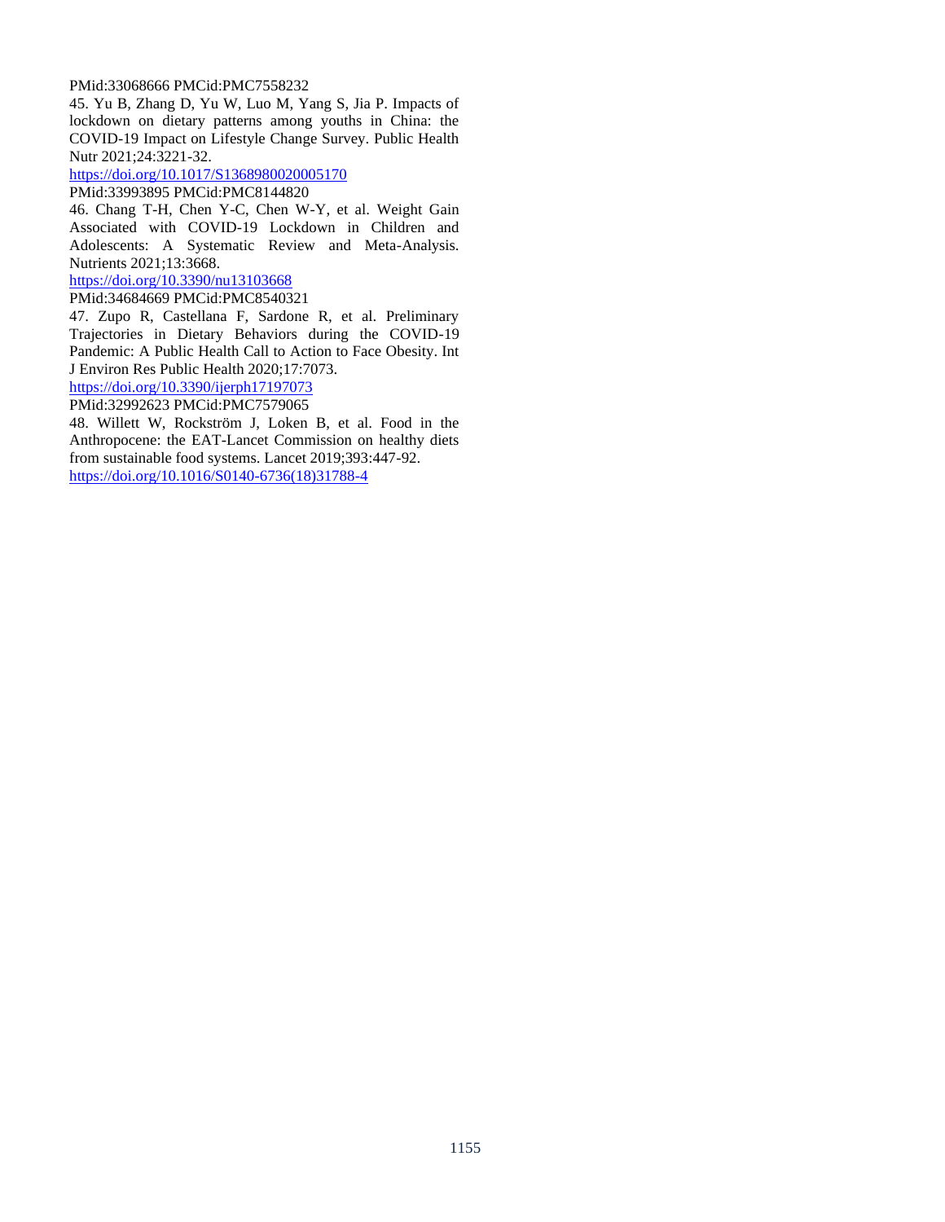PMid:33068666 PMCid:PMC7558232

45. Yu B, Zhang D, Yu W, Luo M, Yang S, Jia P. Impacts of lockdown on dietary patterns among youths in China: the COVID-19 Impact on Lifestyle Change Survey. Public Health Nutr 2021;24:3221-32.
https://doi.org/10.1017/S1368980020005170
PMid:33993895 PMCid:PMC8144820

46. Chang T-H, Chen Y-C, Chen W-Y, et al. Weight Gain Associated with COVID-19 Lockdown in Children and Adolescents: A Systematic Review and Meta-Analysis. Nutrients 2021;13:3668.
https://doi.org/10.3390/nu13103668
PMid:34684669 PMCid:PMC8540321

47. Zupo R, Castellana F, Sardone R, et al. Preliminary Trajectories in Dietary Behaviors during the COVID-19 Pandemic: A Public Health Call to Action to Face Obesity. Int J Environ Res Public Health 2020;17:7073.
https://doi.org/10.3390/ijerph17197073
PMid:32992623 PMCid:PMC7579065

48. Willett W, Rockström J, Loken B, et al. Food in the Anthropocene: the EAT-Lancet Commission on healthy diets from sustainable food systems. Lancet 2019;393:447-92.
https://doi.org/10.1016/S0140-6736(18)31788-4